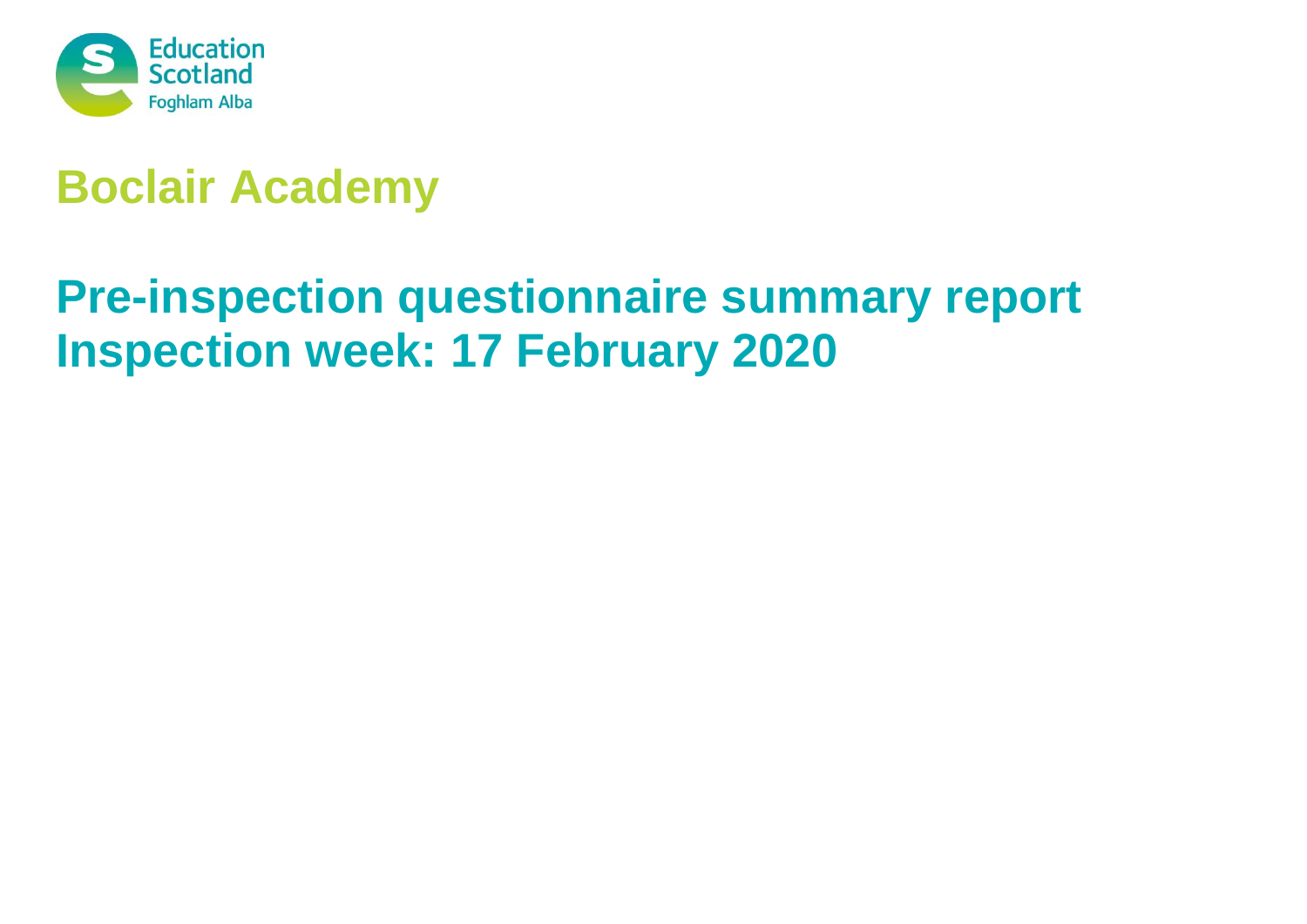Education Scotland
Foghlam Alba

# Boclair Academy

## Pre-inspection questionnaire summary report
## Inspection week: 17 February 2020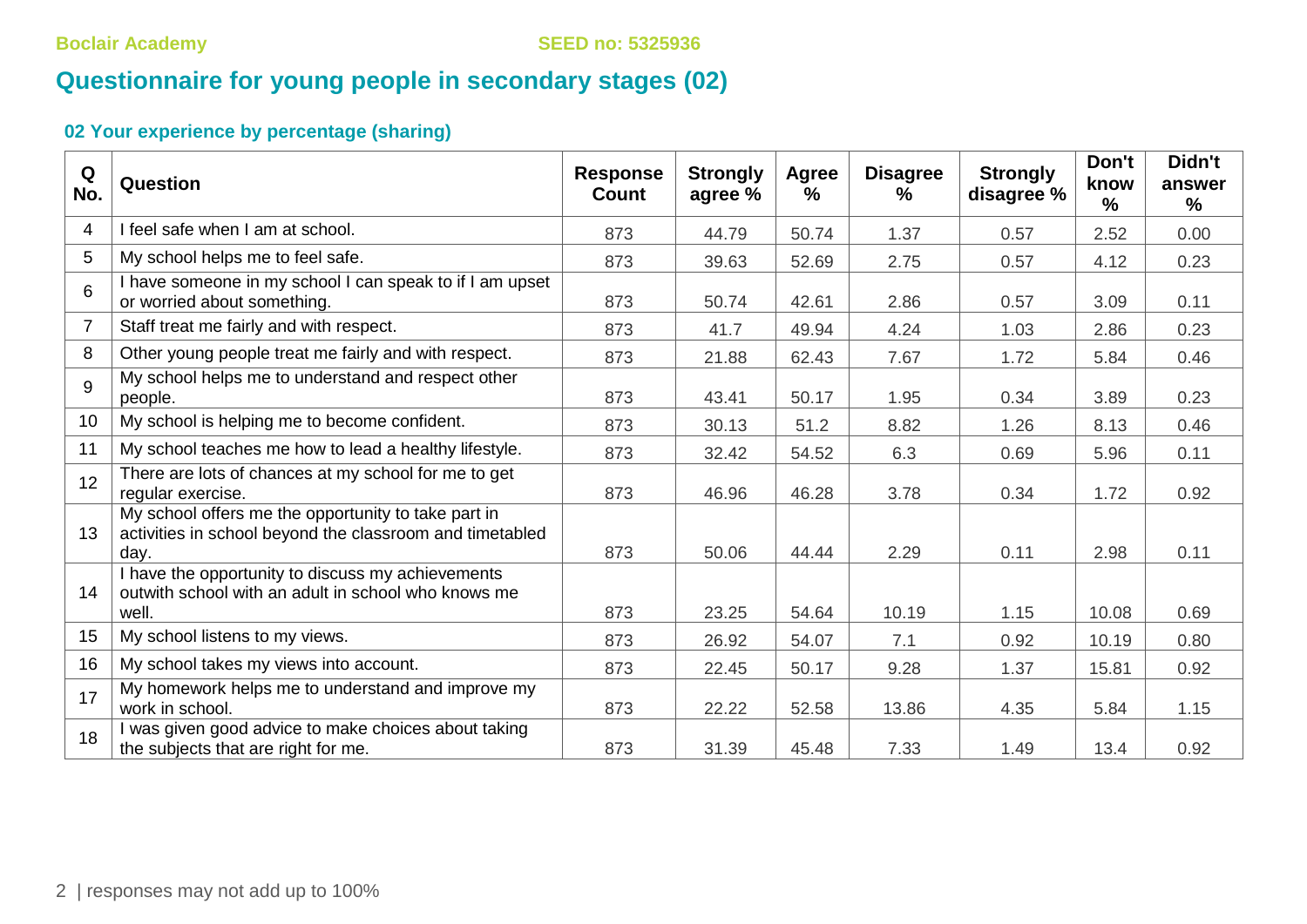Boclair Academy SEED no: 5325936

# Questionnaire for young people in secondary stages (02)

## 02 Your experience by percentage (sharing)

| Q No. | Question | Response Count | Strongly agree % | Agree % | Disagree % | Strongly disagree % | Don't know % | Didn't answer % |
|---|---|---|---|---|---|---|---|---|
| 4 | I feel safe when I am at school. | 873 | 44.79 | 50.74 | 1.37 | 0.57 | 2.52 | 0.00 |
| 5 | My school helps me to feel safe. | 873 | 39.63 | 52.69 | 2.75 | 0.57 | 4.12 | 0.23 |
| 6 | I have someone in my school I can speak to if I am upset or worried about something. | 873 | 50.74 | 42.61 | 2.86 | 0.57 | 3.09 | 0.11 |
| 7 | Staff treat me fairly and with respect. | 873 | 41.7 | 49.94 | 4.24 | 1.03 | 2.86 | 0.23 |
| 8 | Other young people treat me fairly and with respect. | 873 | 21.88 | 62.43 | 7.67 | 1.72 | 5.84 | 0.46 |
| 9 | My school helps me to understand and respect other people. | 873 | 43.41 | 50.17 | 1.95 | 0.34 | 3.89 | 0.23 |
| 10 | My school is helping me to become confident. | 873 | 30.13 | 51.2 | 8.82 | 1.26 | 8.13 | 0.46 |
| 11 | My school teaches me how to lead a healthy lifestyle. | 873 | 32.42 | 54.52 | 6.3 | 0.69 | 5.96 | 0.11 |
| 12 | There are lots of chances at my school for me to get regular exercise. | 873 | 46.96 | 46.28 | 3.78 | 0.34 | 1.72 | 0.92 |
| 13 | My school offers me the opportunity to take part in activities in school beyond the classroom and timetabled day. | 873 | 50.06 | 44.44 | 2.29 | 0.11 | 2.98 | 0.11 |
| 14 | I have the opportunity to discuss my achievements outwith school with an adult in school who knows me well. | 873 | 23.25 | 54.64 | 10.19 | 1.15 | 10.08 | 0.69 |
| 15 | My school listens to my views. | 873 | 26.92 | 54.07 | 7.1 | 0.92 | 10.19 | 0.80 |
| 16 | My school takes my views into account. | 873 | 22.45 | 50.17 | 9.28 | 1.37 | 15.81 | 0.92 |
| 17 | My homework helps me to understand and improve my work in school. | 873 | 22.22 | 52.58 | 13.86 | 4.35 | 5.84 | 1.15 |
| 18 | I was given good advice to make choices about taking the subjects that are right for me. | 873 | 31.39 | 45.48 | 7.33 | 1.49 | 13.4 | 0.92 |

| responses may not add up to 100%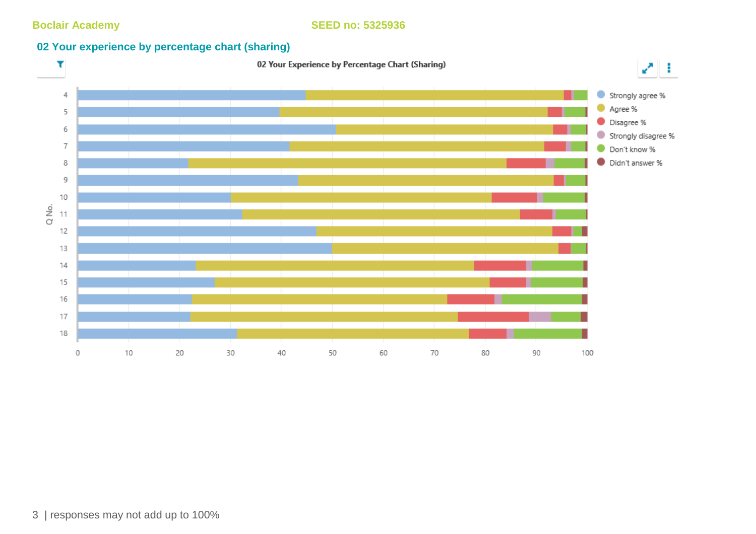Boclair Academy SEED no: 5325936

## 02 Your experience by percentage chart (sharing)

02 Your Experience by Percentage Chart (Sharing)

Strongly agree %
Agree %
Disagree %
Strongly disagree %
Don't know %
Didn't answer %

Q No.

4
5
6
7
8
9
10
11
12
13
14
15
16
17
18

0 10 20 30 40 50 60 70 80 90 100

| responses may not add up to 100%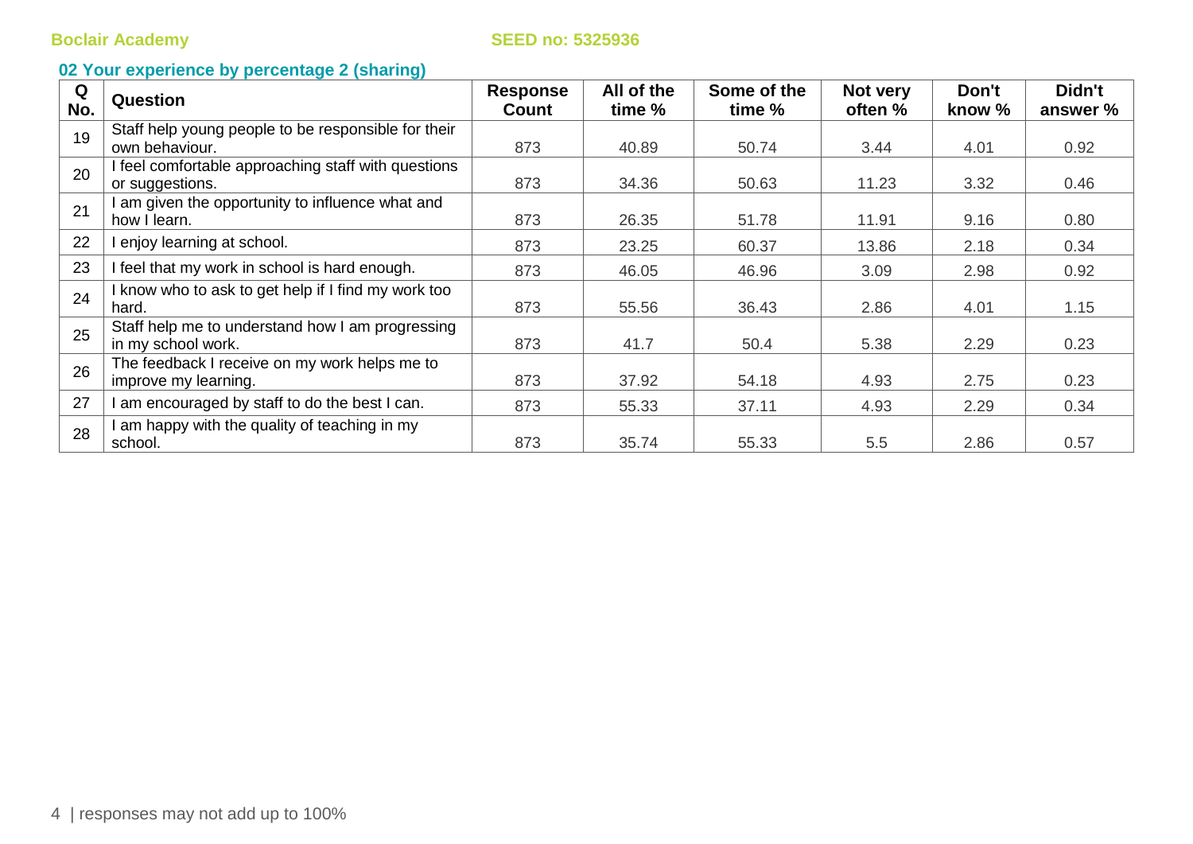Boclair Academy SEED no: 5325936

## 02 Your experience by percentage 2 (sharing)

| Q No. | Question | Response Count | All of the time % | Some of the time % | Not very often % | Don't know % | Didn't answer % |
|---|---|---|---|---|---|---|---|
| 19 | Staff help young people to be responsible for their own behaviour. | 873 | 40.89 | 50.74 | 3.44 | 4.01 | 0.92 |
| 20 | I feel comfortable approaching staff with questions or suggestions. | 873 | 34.36 | 50.63 | 11.23 | 3.32 | 0.46 |
| 21 | I am given the opportunity to influence what and how I learn. | 873 | 26.35 | 51.78 | 11.91 | 9.16 | 0.80 |
| 22 | I enjoy learning at school. | 873 | 23.25 | 60.37 | 13.86 | 2.18 | 0.34 |
| 23 | I feel that my work in school is hard enough. | 873 | 46.05 | 46.96 | 3.09 | 2.98 | 0.92 |
| 24 | I know who to ask to get help if I find my work too hard. | 873 | 55.56 | 36.43 | 2.86 | 4.01 | 1.15 |
| 25 | Staff help me to understand how I am progressing in my school work. | 873 | 41.7 | 50.4 | 5.38 | 2.29 | 0.23 |
| 26 | The feedback I receive on my work helps me to improve my learning. | 873 | 37.92 | 54.18 | 4.93 | 2.75 | 0.23 |
| 27 | I am encouraged by staff to do the best I can. | 873 | 55.33 | 37.11 | 4.93 | 2.29 | 0.34 |
| 28 | I am happy with the quality of teaching in my school. | 873 | 35.74 | 55.33 | 5.5 | 2.86 | 0.57 |

responses may not add up to 100%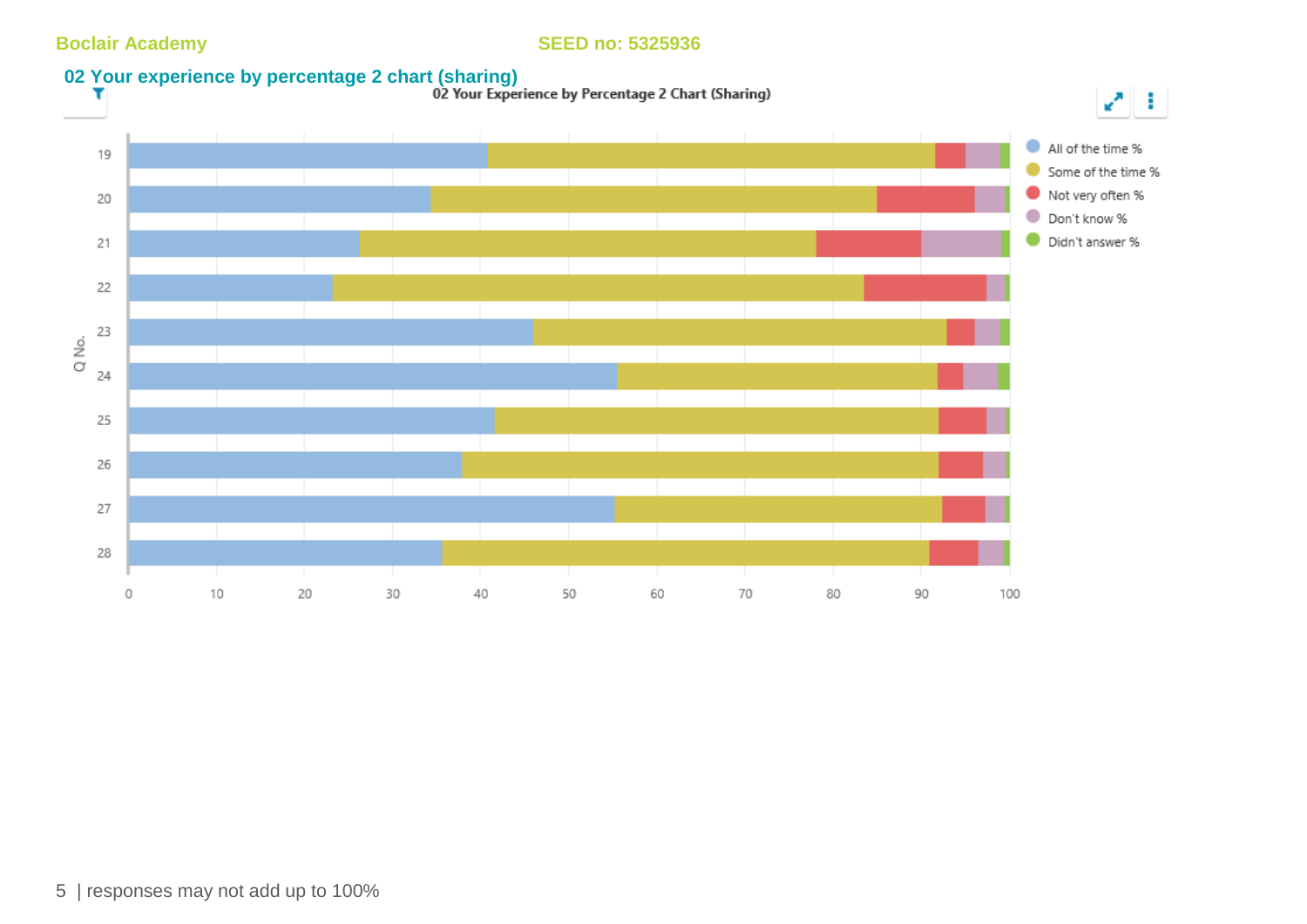Boclair Academy SEED no: 5325936

## 02 Your experience by percentage 2 chart (sharing)

02 Your Experience by Percentage 2 Chart (Sharing)

All of the time %
Some of the time %
Not very often %
Don't know %
Didn't answer %

Q No.

19
20
21
22
23
24
25
26
27
28

0 10 20 30 40 50 60 70 80 90 100

5 | responses may not add up to 100%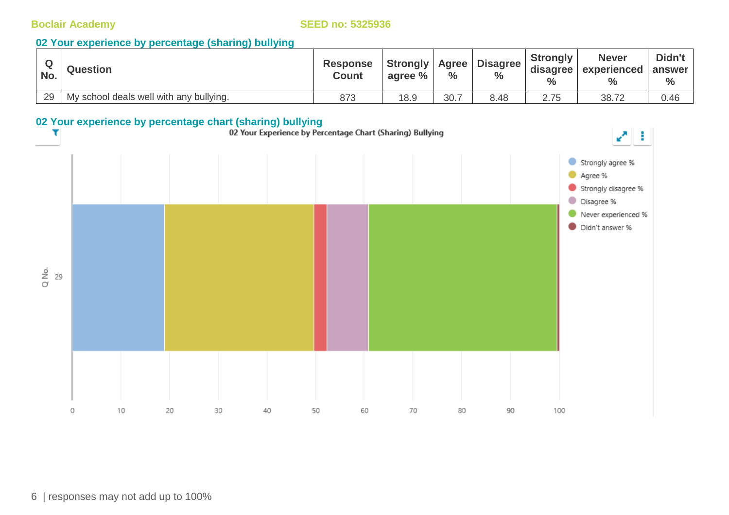Boclair Academy SEED no: 5325936

## 02 Your experience by percentage (sharing) bullying

| Q No. | Question | Response Count | Strongly agree % | Agree % | Disagree % | Strongly disagree % | Never experienced % | Didn't answer % |
|---|---|---|---|---|---|---|---|---|
| 29 | My school deals well with any bullying. | 873 | 18.9 | 30.7 | 8.48 | 2.75 | 38.72 | 0.46 |

## 02 Your experience by percentage chart (sharing) bullying

02 Your Experience by Percentage Chart (Sharing) Bullying

| Q No. | Strongly agree % | Agree % | Strongly disagree % | Disagree % | Never experienced % | Didn't answer % |
|---|---|---|---|---|---|---|
| 29 | 18.9 | 30.7 | 2.75 | 8.48 | 38.72 | 0.46 |

responses may not add up to 100%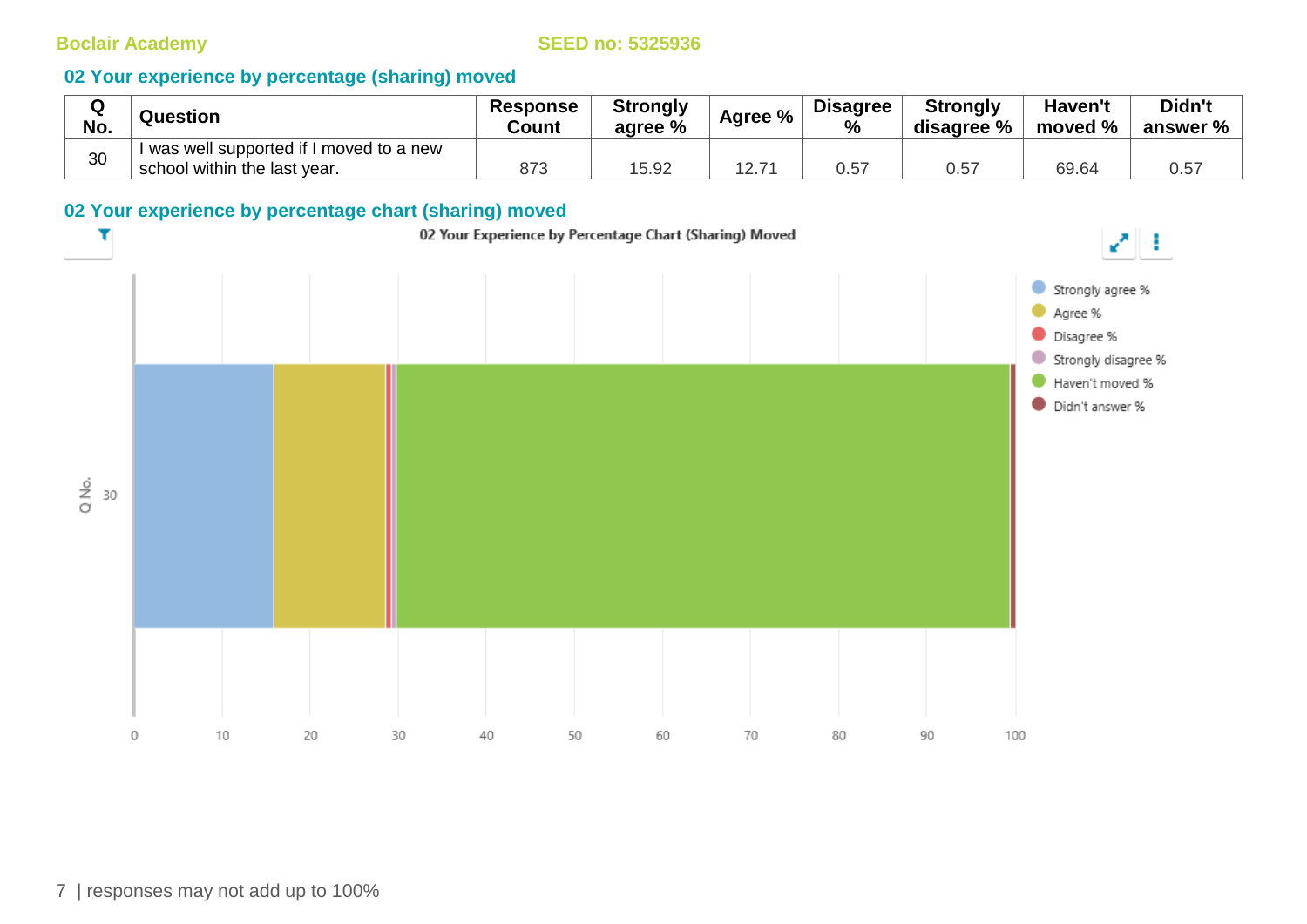## 02 Your experience by percentage (sharing) moved

| Q No. | Question | Response Count | Strongly agree % | Agree % | Disagree % | Strongly disagree % | Haven't moved % | Didn't answer % |
|---|---|---|---|---|---|---|---|---|
| 30 | I was well supported if I moved to a new school within the last year. | 873 | 15.92 | 12.71 | 0.57 | 0.57 | 69.64 | 0.57 |

## 02 Your experience by percentage chart (sharing) moved

02 Your Experience by Percentage Chart (Sharing) Moved

responses may not add up to 100%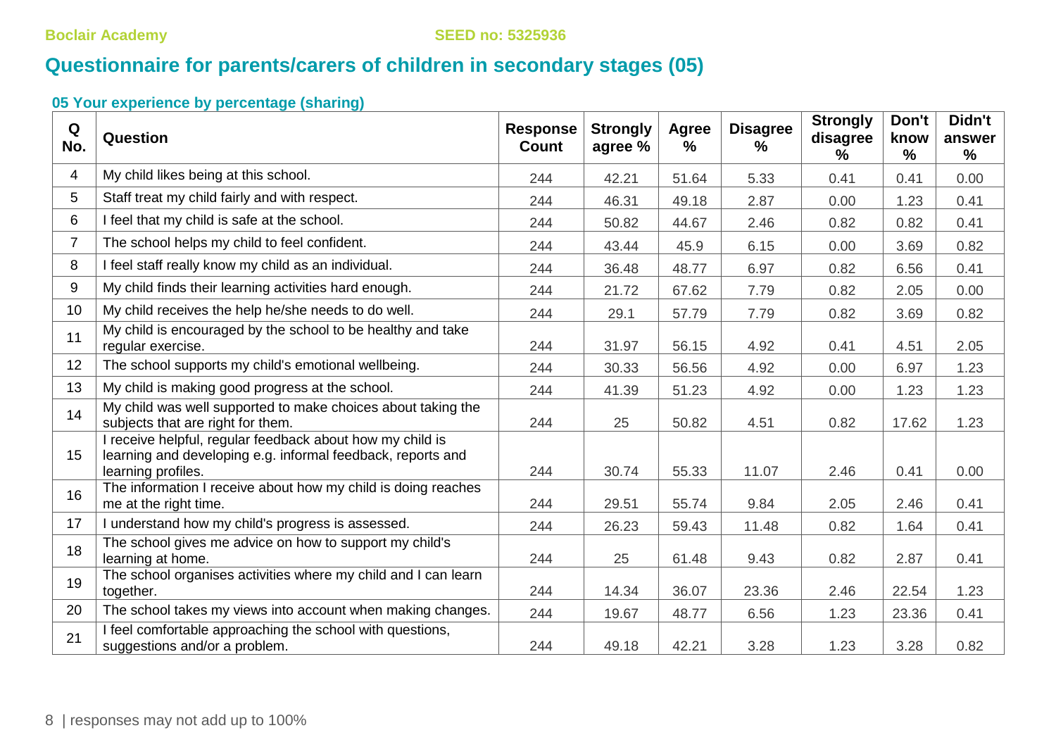Boclair Academy SEED no: 5325936

# Questionnaire for parents/carers of children in secondary stages (05)

### 05 Your experience by percentage (sharing)

| Q No. | Question | Response Count | Strongly agree % | Agree % | Disagree % | Strongly disagree % | Don't know % | Didn't answer % |
|---|---|---|---|---|---|---|---|---|
| 4 | My child likes being at this school. | 244 | 42.21 | 51.64 | 5.33 | 0.41 | 0.41 | 0.00 |
| 5 | Staff treat my child fairly and with respect. | 244 | 46.31 | 49.18 | 2.87 | 0.00 | 1.23 | 0.41 |
| 6 | I feel that my child is safe at the school. | 244 | 50.82 | 44.67 | 2.46 | 0.82 | 0.82 | 0.41 |
| 7 | The school helps my child to feel confident. | 244 | 43.44 | 45.9 | 6.15 | 0.00 | 3.69 | 0.82 |
| 8 | I feel staff really know my child as an individual. | 244 | 36.48 | 48.77 | 6.97 | 0.82 | 6.56 | 0.41 |
| 9 | My child finds their learning activities hard enough. | 244 | 21.72 | 67.62 | 7.79 | 0.82 | 2.05 | 0.00 |
| 10 | My child receives the help he/she needs to do well. | 244 | 29.1 | 57.79 | 7.79 | 0.82 | 3.69 | 0.82 |
| 11 | My child is encouraged by the school to be healthy and take regular exercise. | 244 | 31.97 | 56.15 | 4.92 | 0.41 | 4.51 | 2.05 |
| 12 | The school supports my child's emotional wellbeing. | 244 | 30.33 | 56.56 | 4.92 | 0.00 | 6.97 | 1.23 |
| 13 | My child is making good progress at the school. | 244 | 41.39 | 51.23 | 4.92 | 0.00 | 1.23 | 1.23 |
| 14 | My child was well supported to make choices about taking the subjects that are right for them. | 244 | 25 | 50.82 | 4.51 | 0.82 | 17.62 | 1.23 |
| 15 | I receive helpful, regular feedback about how my child is learning and developing e.g. informal feedback, reports and learning profiles. | 244 | 30.74 | 55.33 | 11.07 | 2.46 | 0.41 | 0.00 |
| 16 | The information I receive about how my child is doing reaches me at the right time. | 244 | 29.51 | 55.74 | 9.84 | 2.05 | 2.46 | 0.41 |
| 17 | I understand how my child's progress is assessed. | 244 | 26.23 | 59.43 | 11.48 | 0.82 | 1.64 | 0.41 |
| 18 | The school gives me advice on how to support my child's learning at home. | 244 | 25 | 61.48 | 9.43 | 0.82 | 2.87 | 0.41 |
| 19 | The school organises activities where my child and I can learn together. | 244 | 14.34 | 36.07 | 23.36 | 2.46 | 22.54 | 1.23 |
| 20 | The school takes my views into account when making changes. | 244 | 19.67 | 48.77 | 6.56 | 1.23 | 23.36 | 0.41 |
| 21 | I feel comfortable approaching the school with questions, suggestions and/or a problem. | 244 | 49.18 | 42.21 | 3.28 | 1.23 | 3.28 | 0.82 |

responses may not add up to 100%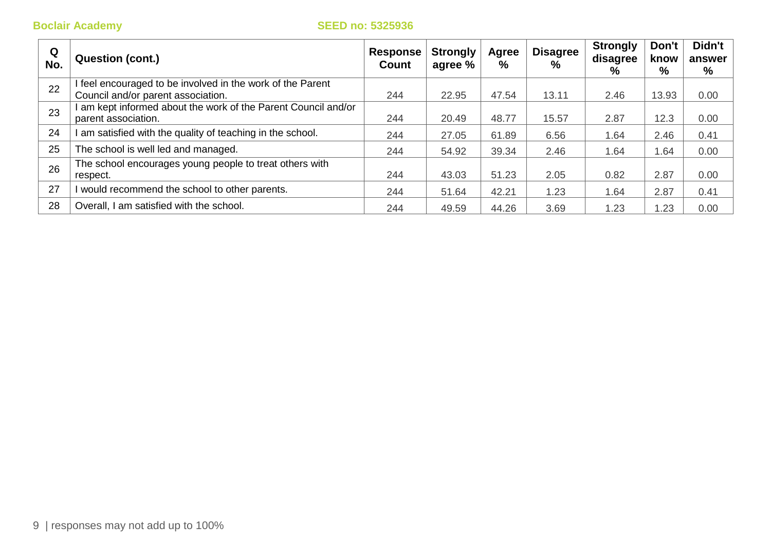**Boclair Academy** **SEED no: 5325936**

| Q No. | Question (cont.) | Response Count | Strongly agree % | Agree % | Disagree % | Strongly disagree % | Don't know % | Didn't answer % |
|---|---|---|---|---|---|---|---|---|
| 22 | I feel encouraged to be involved in the work of the Parent Council and/or parent association. | 244 | 22.95 | 47.54 | 13.11 | 2.46 | 13.93 | 0.00 |
| 23 | I am kept informed about the work of the Parent Council and/or parent association. | 244 | 20.49 | 48.77 | 15.57 | 2.87 | 12.3 | 0.00 |
| 24 | I am satisfied with the quality of teaching in the school. | 244 | 27.05 | 61.89 | 6.56 | 1.64 | 2.46 | 0.41 |
| 25 | The school is well led and managed. | 244 | 54.92 | 39.34 | 2.46 | 1.64 | 1.64 | 0.00 |
| 26 | The school encourages young people to treat others with respect. | 244 | 43.03 | 51.23 | 2.05 | 0.82 | 2.87 | 0.00 |
| 27 | I would recommend the school to other parents. | 244 | 51.64 | 42.21 | 1.23 | 1.64 | 2.87 | 0.41 |
| 28 | Overall, I am satisfied with the school. | 244 | 49.59 | 44.26 | 3.69 | 1.23 | 1.23 | 0.00 |

responses may not add up to 100%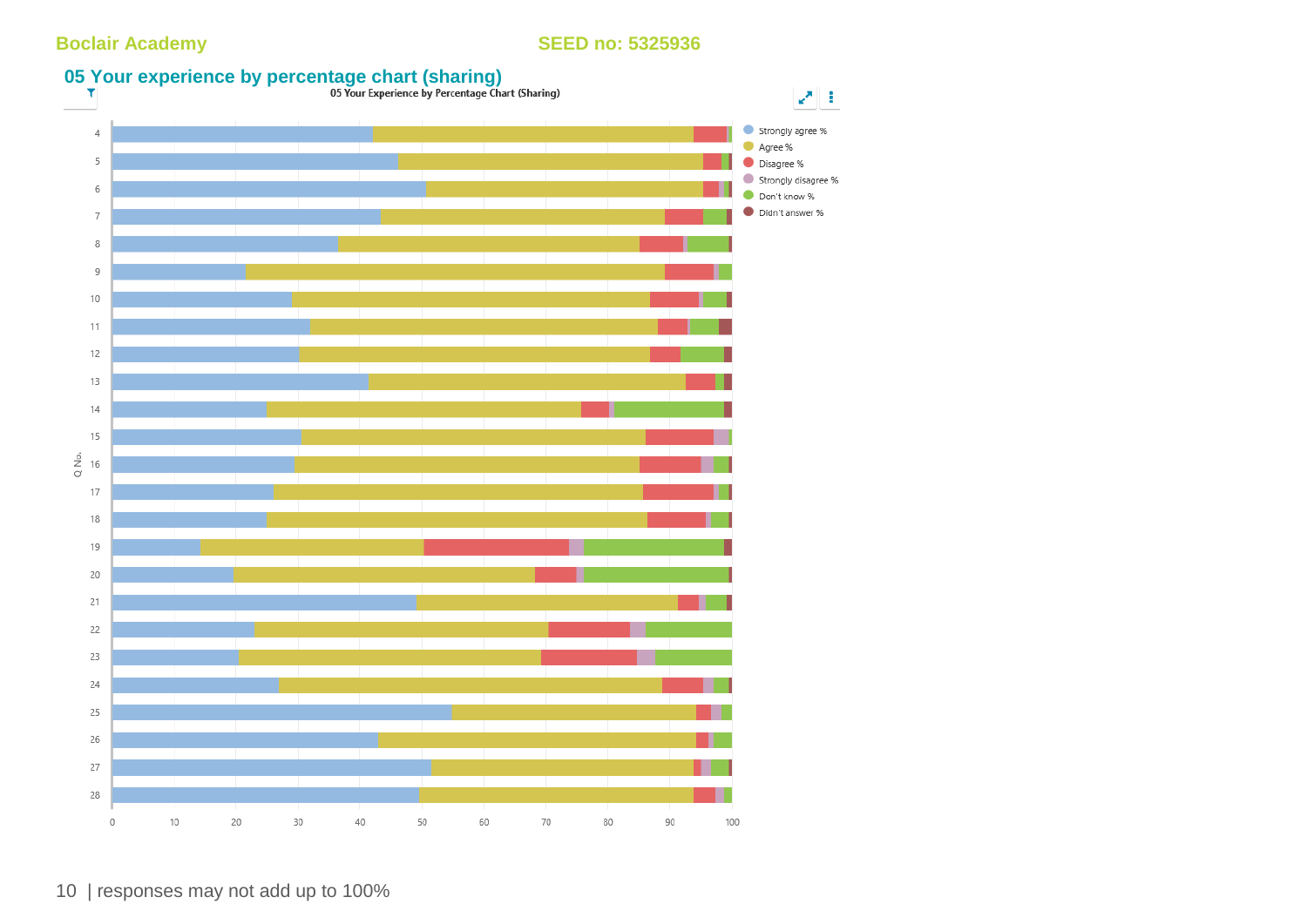Boclair Academy SEED no: 5325936

## 05 Your experience by percentage chart (sharing)

05 Your Experience by Percentage Chart (Sharing)

Strongly agree %
Agree %
Disagree %
Strongly disagree %
Don't know %
Didn't answer %

Q No.

4
5
6
7
8
9
10
11
12
13
14
15
16
17
18
19
20
21
22
23
24
25
26
27
28

0 10 20 30 40 50 60 70 80 90 100

responses may not add up to 100%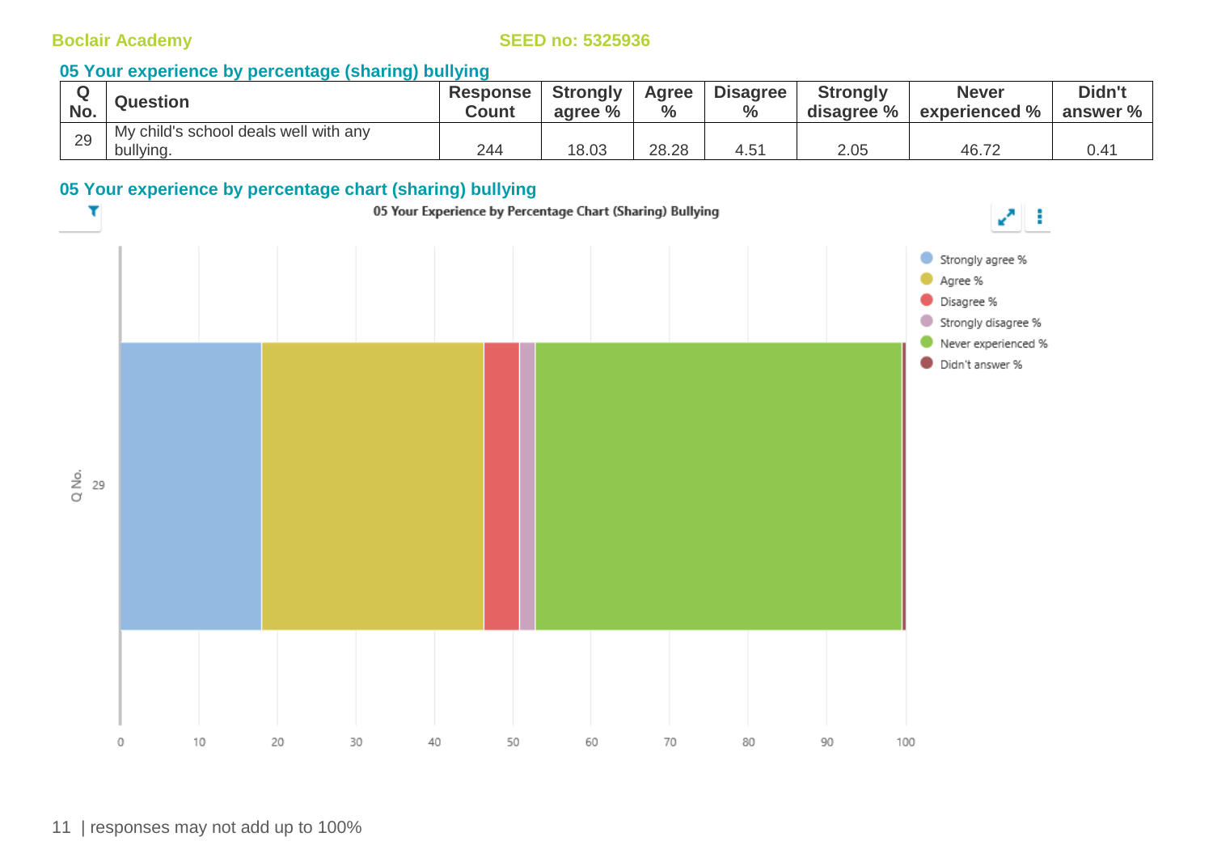Boclair Academy SEED no: 5325936

## 05 Your experience by percentage (sharing) bullying

| Q No. | Question | Response Count | Strongly agree % | Agree % | Disagree % | Strongly disagree % | Never experienced % | Didn't answer % |
|---|---|---|---|---|---|---|---|---|
| 29 | My child's school deals well with any bullying. | 244 | 18.03 | 28.28 | 4.51 | 2.05 | 46.72 | 0.41 |

## 05 Your experience by percentage chart (sharing) bullying

05 Your Experience by Percentage Chart (Sharing) Bullying

Legend: Strongly agree %, Agree %, Disagree %, Strongly disagree %, Never experienced %, Didn't answer %

Q No.: 29

X-axis: 0, 10, 20, 30, 40, 50, 60, 70, 80, 90, 100

responses may not add up to 100%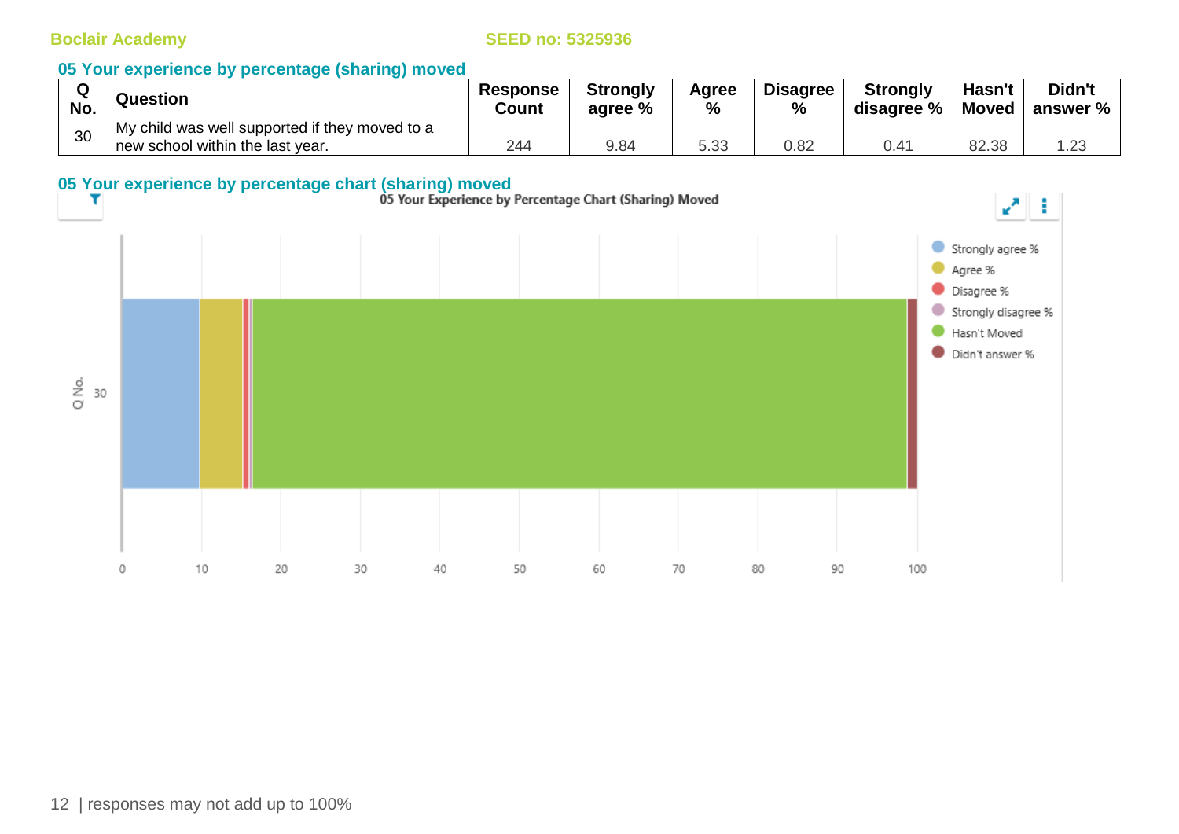Boclair Academy SEED no: 5325936

## 05 Your experience by percentage (sharing) moved

| Q No. | Question | Response Count | Strongly agree % | Agree % | Disagree % | Strongly disagree % | Hasn't Moved | Didn't answer % |
|---|---|---|---|---|---|---|---|---|
| 30 | My child was well supported if they moved to a new school within the last year. | 244 | 9.84 | 5.33 | 0.82 | 0.41 | 82.38 | 1.23 |

## 05 Your experience by percentage chart (sharing) moved

05 Your Experience by Percentage Chart (Sharing) Moved

Legend: Strongly agree %, Agree %, Disagree %, Strongly disagree %, Hasn't Moved, Didn't answer %

Q No.: 30

Axis: 0, 10, 20, 30, 40, 50, 60, 70, 80, 90, 100

responses may not add up to 100%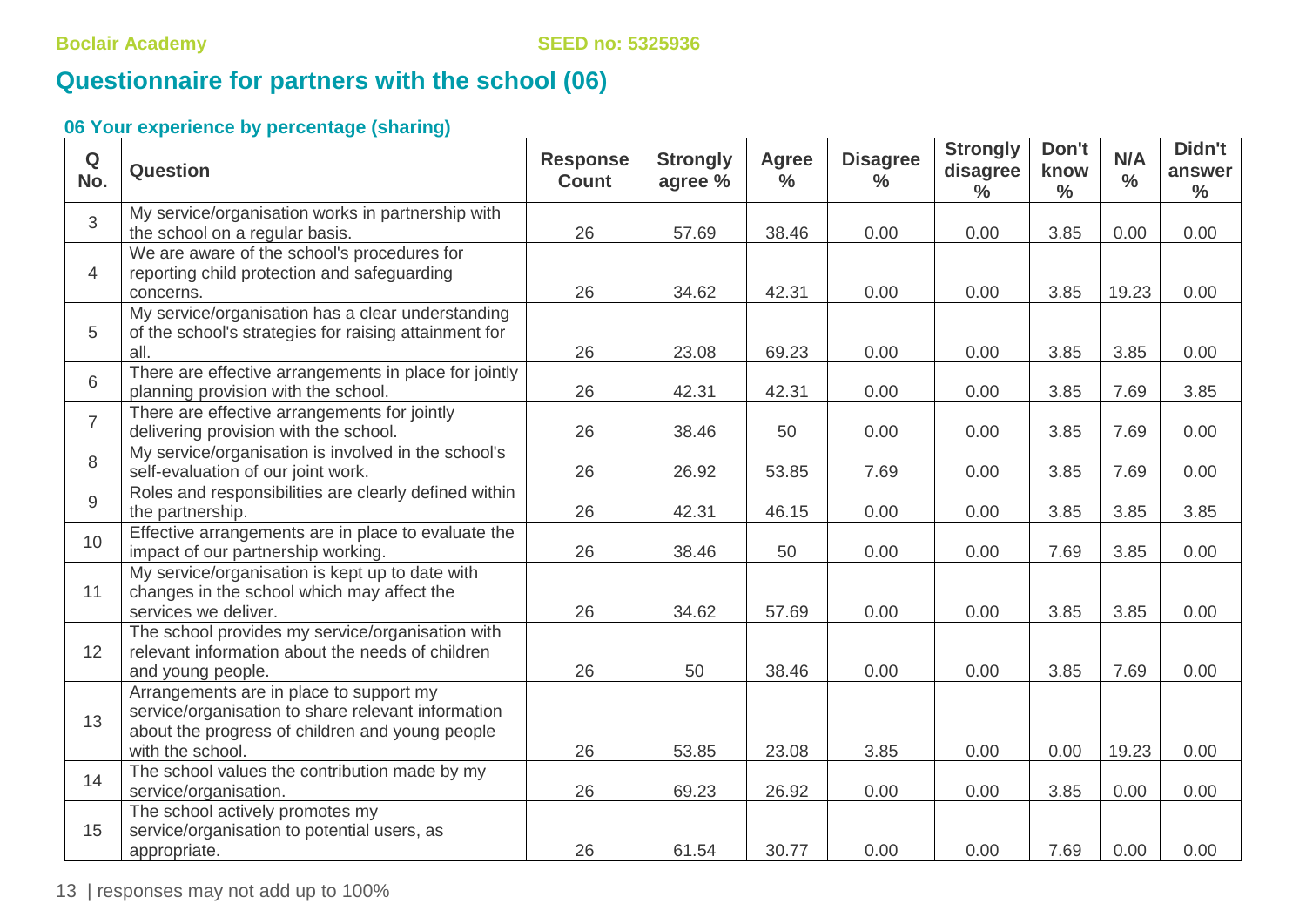# Questionnaire for partners with the school (06)

### 06 Your experience by percentage (sharing)

| Q No. | Question | Response Count | Strongly agree % | Agree % | Disagree % | Strongly disagree % | Don't know % | N/A % | Didn't answer % |
|---|---|---|---|---|---|---|---|---|---|
| 3 | My service/organisation works in partnership with the school on a regular basis. | 26 | 57.69 | 38.46 | 0.00 | 0.00 | 3.85 | 0.00 | 0.00 |
| 4 | We are aware of the school's procedures for reporting child protection and safeguarding concerns. | 26 | 34.62 | 42.31 | 0.00 | 0.00 | 3.85 | 19.23 | 0.00 |
| 5 | My service/organisation has a clear understanding of the school's strategies for raising attainment for all. | 26 | 23.08 | 69.23 | 0.00 | 0.00 | 3.85 | 3.85 | 0.00 |
| 6 | There are effective arrangements in place for jointly planning provision with the school. | 26 | 42.31 | 42.31 | 0.00 | 0.00 | 3.85 | 7.69 | 3.85 |
| 7 | There are effective arrangements for jointly delivering provision with the school. | 26 | 38.46 | 50 | 0.00 | 0.00 | 3.85 | 7.69 | 0.00 |
| 8 | My service/organisation is involved in the school's self-evaluation of our joint work. | 26 | 26.92 | 53.85 | 7.69 | 0.00 | 3.85 | 7.69 | 0.00 |
| 9 | Roles and responsibilities are clearly defined within the partnership. | 26 | 42.31 | 46.15 | 0.00 | 0.00 | 3.85 | 3.85 | 3.85 |
| 10 | Effective arrangements are in place to evaluate the impact of our partnership working. | 26 | 38.46 | 50 | 0.00 | 0.00 | 7.69 | 3.85 | 0.00 |
| 11 | My service/organisation is kept up to date with changes in the school which may affect the services we deliver. | 26 | 34.62 | 57.69 | 0.00 | 0.00 | 3.85 | 3.85 | 0.00 |
| 12 | The school provides my service/organisation with relevant information about the needs of children and young people. | 26 | 50 | 38.46 | 0.00 | 0.00 | 3.85 | 7.69 | 0.00 |
| 13 | Arrangements are in place to support my service/organisation to share relevant information about the progress of children and young people with the school. | 26 | 53.85 | 23.08 | 3.85 | 0.00 | 0.00 | 19.23 | 0.00 |
| 14 | The school values the contribution made by my service/organisation. | 26 | 69.23 | 26.92 | 0.00 | 0.00 | 3.85 | 0.00 | 0.00 |
| 15 | The school actively promotes my service/organisation to potential users, as appropriate. | 26 | 61.54 | 30.77 | 0.00 | 0.00 | 7.69 | 0.00 | 0.00 |

responses may not add up to 100%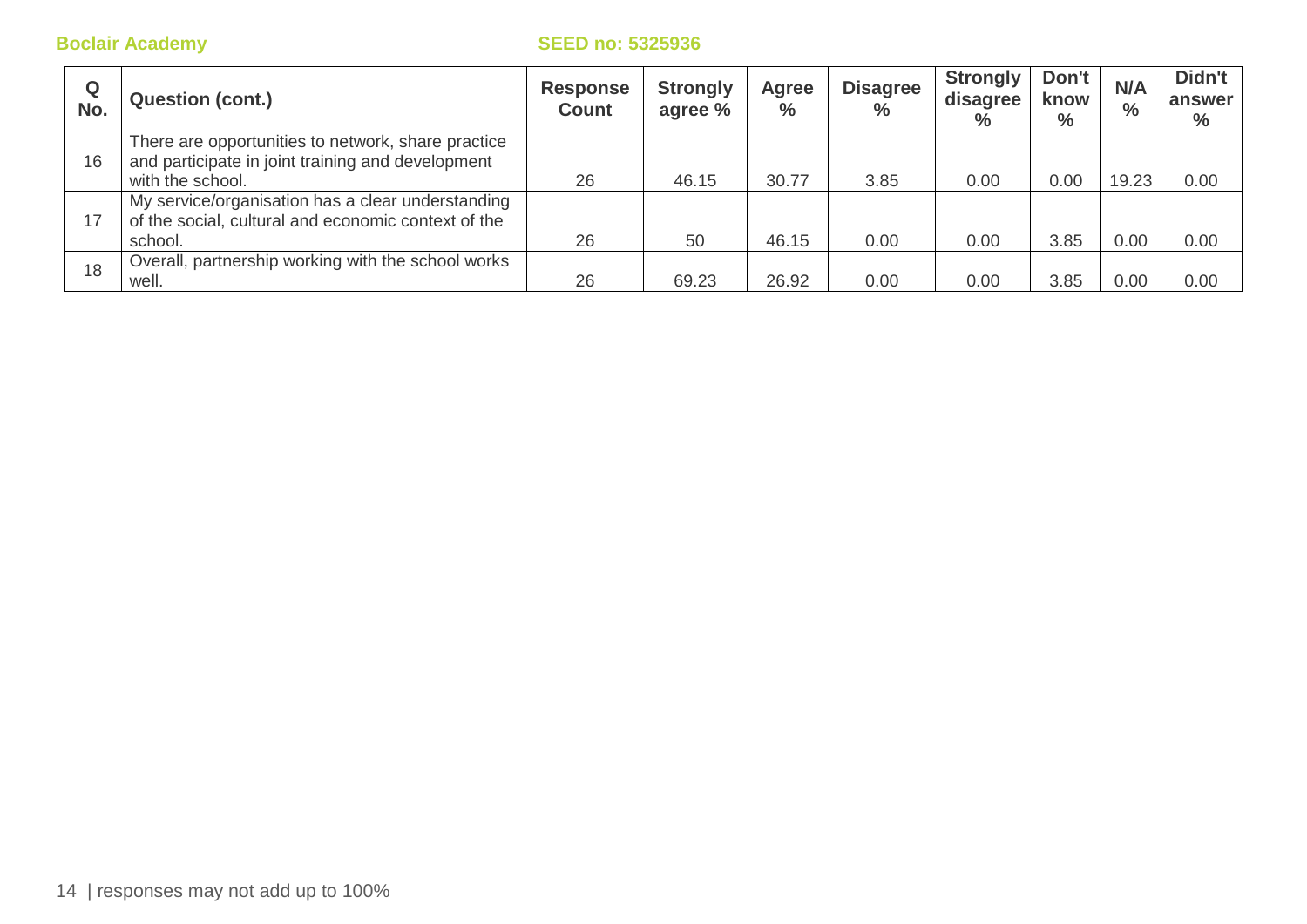| Q No. | Question (cont.) | Response Count | Strongly agree % | Agree % | Disagree % | Strongly disagree % | Don't know % | N/A % | Didn't answer % |
|---|---|---|---|---|---|---|---|---|---|
| 16 | There are opportunities to network, share practice and participate in joint training and development with the school. | 26 | 46.15 | 30.77 | 3.85 | 0.00 | 0.00 | 19.23 | 0.00 |
| 17 | My service/organisation has a clear understanding of the social, cultural and economic context of the school. | 26 | 50 | 46.15 | 0.00 | 0.00 | 3.85 | 0.00 | 0.00 |
| 18 | Overall, partnership working with the school works well. | 26 | 69.23 | 26.92 | 0.00 | 0.00 | 3.85 | 0.00 | 0.00 |

| responses may not add up to 100%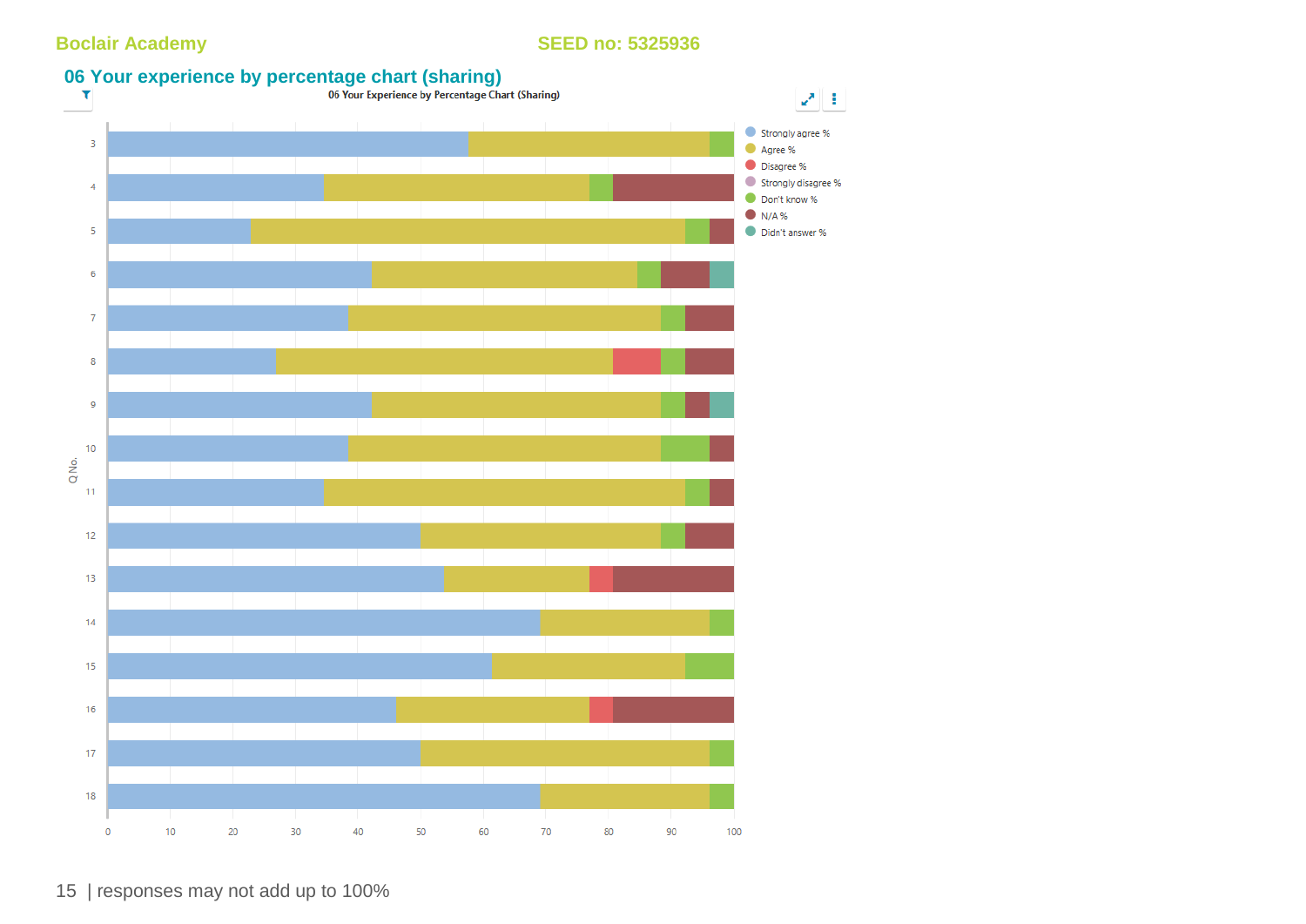Boclair Academy SEED no: 5325936

## 06 Your experience by percentage chart (sharing)

06 Your Experience by Percentage Chart (Sharing)

Strongly agree %
Agree %
Disagree %
Strongly disagree %
Don't know %
N/A %
Didn't answer %

Q No.

3
4
5
6
7
8
9
10
11
12
13
14
15
16
17
18

0 10 20 30 40 50 60 70 80 90 100

| responses may not add up to 100%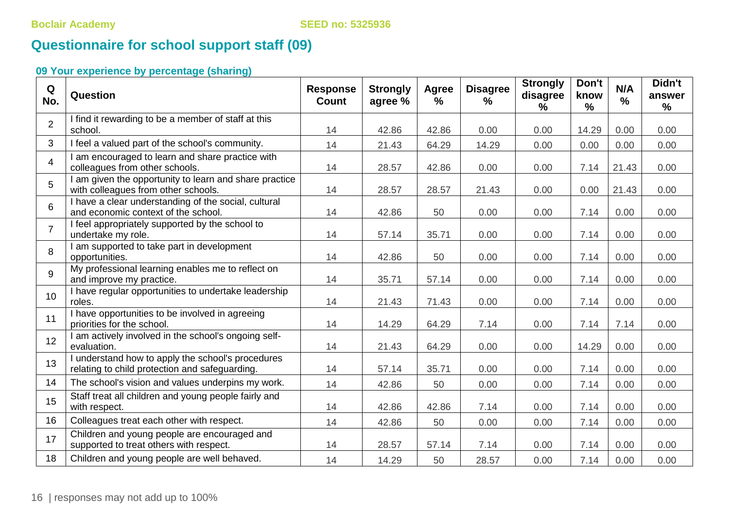Boclair Academy SEED no: 5325936

# Questionnaire for school support staff (09)

### 09 Your experience by percentage (sharing)

| Q No. | Question | Response Count | Strongly agree % | Agree % | Disagree % | Strongly disagree % | Don't know % | N/A % | Didn't answer % |
|---|---|---|---|---|---|---|---|---|---|
| 2 | I find it rewarding to be a member of staff at this school. | 14 | 42.86 | 42.86 | 0.00 | 0.00 | 14.29 | 0.00 | 0.00 |
| 3 | I feel a valued part of the school's community. | 14 | 21.43 | 64.29 | 14.29 | 0.00 | 0.00 | 0.00 | 0.00 |
| 4 | I am encouraged to learn and share practice with colleagues from other schools. | 14 | 28.57 | 42.86 | 0.00 | 0.00 | 7.14 | 21.43 | 0.00 |
| 5 | I am given the opportunity to learn and share practice with colleagues from other schools. | 14 | 28.57 | 28.57 | 21.43 | 0.00 | 0.00 | 21.43 | 0.00 |
| 6 | I have a clear understanding of the social, cultural and economic context of the school. | 14 | 42.86 | 50 | 0.00 | 0.00 | 7.14 | 0.00 | 0.00 |
| 7 | I feel appropriately supported by the school to undertake my role. | 14 | 57.14 | 35.71 | 0.00 | 0.00 | 7.14 | 0.00 | 0.00 |
| 8 | I am supported to take part in development opportunities. | 14 | 42.86 | 50 | 0.00 | 0.00 | 7.14 | 0.00 | 0.00 |
| 9 | My professional learning enables me to reflect on and improve my practice. | 14 | 35.71 | 57.14 | 0.00 | 0.00 | 7.14 | 0.00 | 0.00 |
| 10 | I have regular opportunities to undertake leadership roles. | 14 | 21.43 | 71.43 | 0.00 | 0.00 | 7.14 | 0.00 | 0.00 |
| 11 | I have opportunities to be involved in agreeing priorities for the school. | 14 | 14.29 | 64.29 | 7.14 | 0.00 | 7.14 | 7.14 | 0.00 |
| 12 | I am actively involved in the school's ongoing self-evaluation. | 14 | 21.43 | 64.29 | 0.00 | 0.00 | 14.29 | 0.00 | 0.00 |
| 13 | I understand how to apply the school's procedures relating to child protection and safeguarding. | 14 | 57.14 | 35.71 | 0.00 | 0.00 | 7.14 | 0.00 | 0.00 |
| 14 | The school's vision and values underpins my work. | 14 | 42.86 | 50 | 0.00 | 0.00 | 7.14 | 0.00 | 0.00 |
| 15 | Staff treat all children and young people fairly and with respect. | 14 | 42.86 | 42.86 | 7.14 | 0.00 | 7.14 | 0.00 | 0.00 |
| 16 | Colleagues treat each other with respect. | 14 | 42.86 | 50 | 0.00 | 0.00 | 7.14 | 0.00 | 0.00 |
| 17 | Children and young people are encouraged and supported to treat others with respect. | 14 | 28.57 | 57.14 | 7.14 | 0.00 | 7.14 | 0.00 | 0.00 |
| 18 | Children and young people are well behaved. | 14 | 14.29 | 50 | 28.57 | 0.00 | 7.14 | 0.00 | 0.00 |

responses may not add up to 100%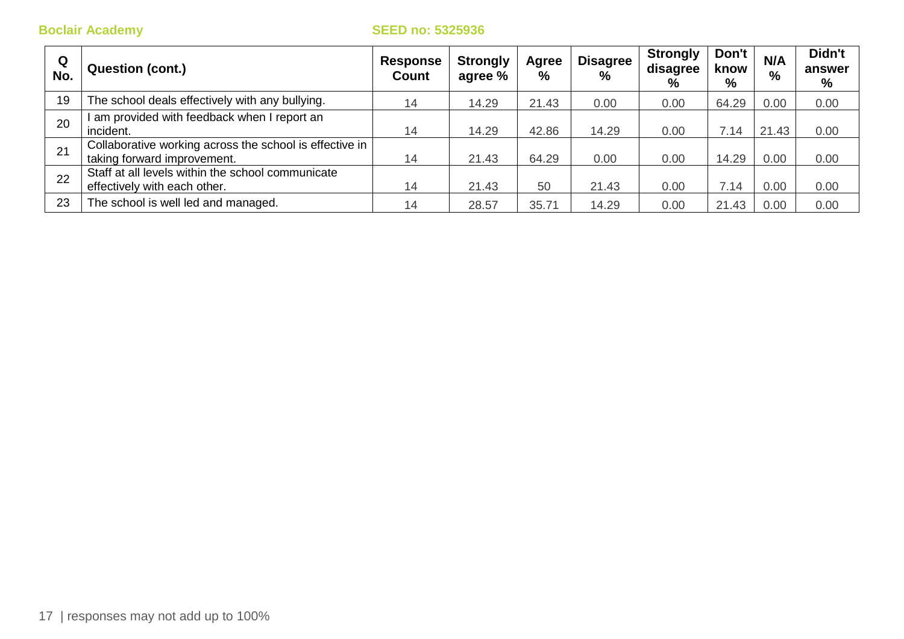| Q No. | Question (cont.) | Response Count | Strongly agree % | Agree % | Disagree % | Strongly disagree % | Don't know % | N/A % | Didn't answer % |
|---|---|---|---|---|---|---|---|---|---|
| 19 | The school deals effectively with any bullying. | 14 | 14.29 | 21.43 | 0.00 | 0.00 | 64.29 | 0.00 | 0.00 |
| 20 | I am provided with feedback when I report an incident. | 14 | 14.29 | 42.86 | 14.29 | 0.00 | 7.14 | 21.43 | 0.00 |
| 21 | Collaborative working across the school is effective in taking forward improvement. | 14 | 21.43 | 64.29 | 0.00 | 0.00 | 14.29 | 0.00 | 0.00 |
| 22 | Staff at all levels within the school communicate effectively with each other. | 14 | 21.43 | 50 | 21.43 | 0.00 | 7.14 | 0.00 | 0.00 |
| 23 | The school is well led and managed. | 14 | 28.57 | 35.71 | 14.29 | 0.00 | 21.43 | 0.00 | 0.00 |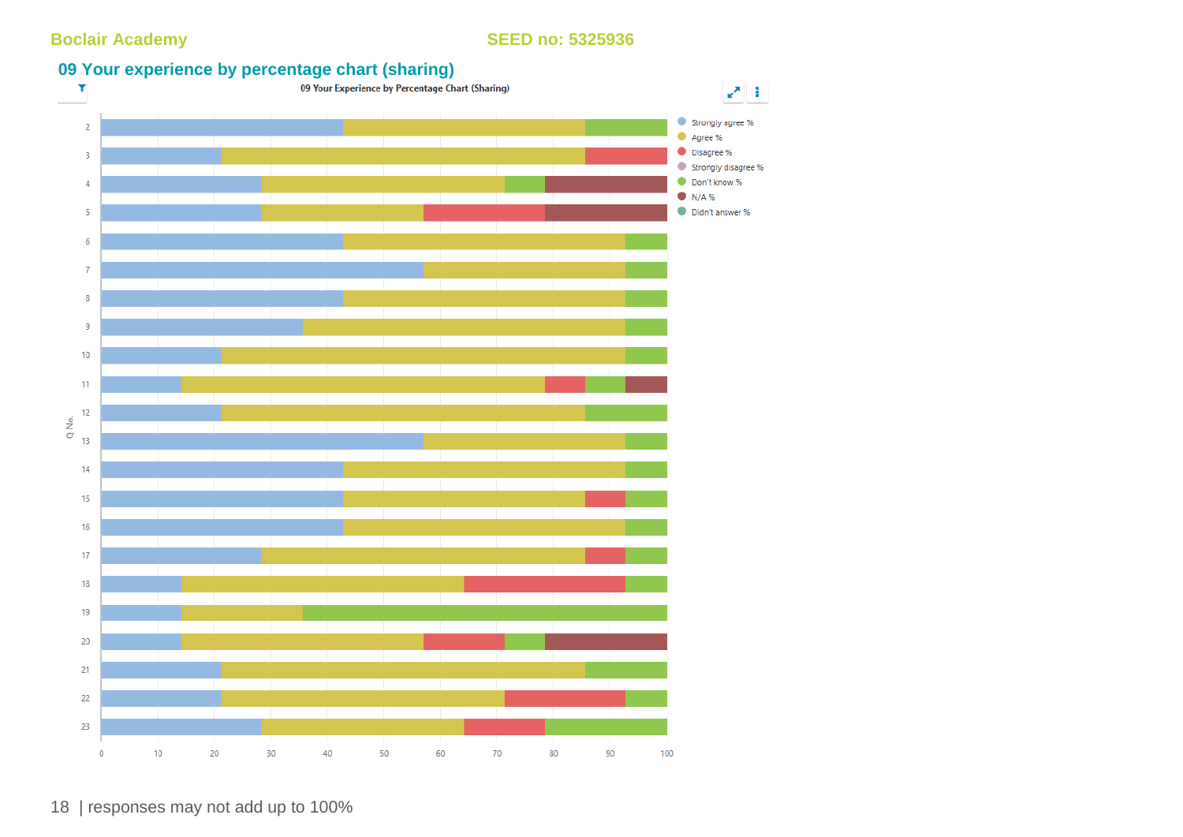Boclair Academy SEED no: 5325936

## 09 Your experience by percentage chart (sharing)

09 Your Experience by Percentage Chart (Sharing)

Legend: Strongly agree %, Agree %, Disagree %, Strongly disagree %, Don't know %, N/A %, Didn't answer %

Y-axis: Q No. (2–23)

X-axis: 0, 10, 20, 30, 40, 50, 60, 70, 80, 90, 100

responses may not add up to 100%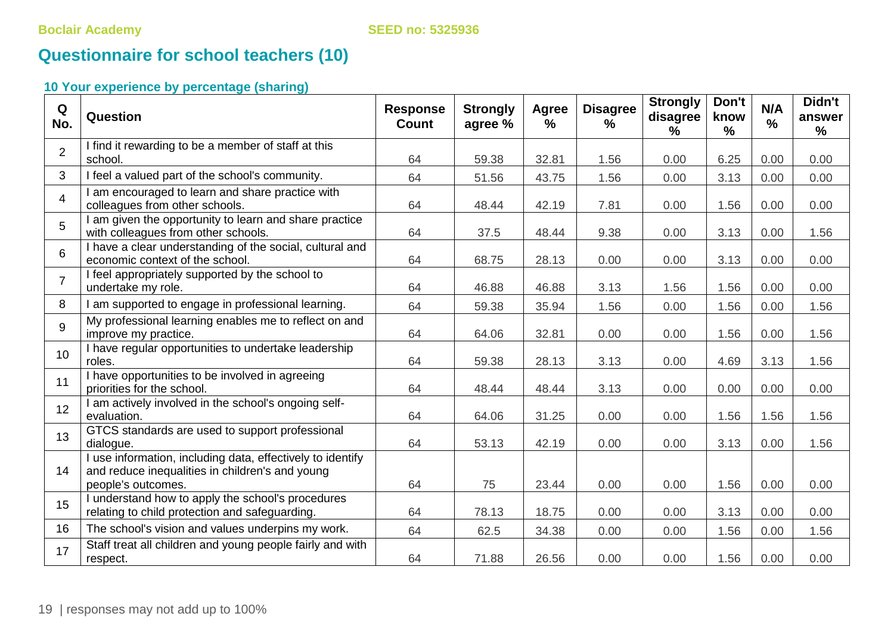Boclair Academy SEED no: 5325936

# Questionnaire for school teachers (10)

### 10 Your experience by percentage (sharing)

| Q No. | Question | Response Count | Strongly agree % | Agree % | Disagree % | Strongly disagree % | Don't know % | N/A % | Didn't answer % |
|---|---|---|---|---|---|---|---|---|---|
| 2 | I find it rewarding to be a member of staff at this school. | 64 | 59.38 | 32.81 | 1.56 | 0.00 | 6.25 | 0.00 | 0.00 |
| 3 | I feel a valued part of the school's community. | 64 | 51.56 | 43.75 | 1.56 | 0.00 | 3.13 | 0.00 | 0.00 |
| 4 | I am encouraged to learn and share practice with colleagues from other schools. | 64 | 48.44 | 42.19 | 7.81 | 0.00 | 1.56 | 0.00 | 0.00 |
| 5 | I am given the opportunity to learn and share practice with colleagues from other schools. | 64 | 37.5 | 48.44 | 9.38 | 0.00 | 3.13 | 0.00 | 1.56 |
| 6 | I have a clear understanding of the social, cultural and economic context of the school. | 64 | 68.75 | 28.13 | 0.00 | 0.00 | 3.13 | 0.00 | 0.00 |
| 7 | I feel appropriately supported by the school to undertake my role. | 64 | 46.88 | 46.88 | 3.13 | 1.56 | 1.56 | 0.00 | 0.00 |
| 8 | I am supported to engage in professional learning. | 64 | 59.38 | 35.94 | 1.56 | 0.00 | 1.56 | 0.00 | 1.56 |
| 9 | My professional learning enables me to reflect on and improve my practice. | 64 | 64.06 | 32.81 | 0.00 | 0.00 | 1.56 | 0.00 | 1.56 |
| 10 | I have regular opportunities to undertake leadership roles. | 64 | 59.38 | 28.13 | 3.13 | 0.00 | 4.69 | 3.13 | 1.56 |
| 11 | I have opportunities to be involved in agreeing priorities for the school. | 64 | 48.44 | 48.44 | 3.13 | 0.00 | 0.00 | 0.00 | 0.00 |
| 12 | I am actively involved in the school's ongoing self-evaluation. | 64 | 64.06 | 31.25 | 0.00 | 0.00 | 1.56 | 1.56 | 1.56 |
| 13 | GTCS standards are used to support professional dialogue. | 64 | 53.13 | 42.19 | 0.00 | 0.00 | 3.13 | 0.00 | 1.56 |
| 14 | I use information, including data, effectively to identify and reduce inequalities in children's and young people's outcomes. | 64 | 75 | 23.44 | 0.00 | 0.00 | 1.56 | 0.00 | 0.00 |
| 15 | I understand how to apply the school's procedures relating to child protection and safeguarding. | 64 | 78.13 | 18.75 | 0.00 | 0.00 | 3.13 | 0.00 | 0.00 |
| 16 | The school's vision and values underpins my work. | 64 | 62.5 | 34.38 | 0.00 | 0.00 | 1.56 | 0.00 | 1.56 |
| 17 | Staff treat all children and young people fairly and with respect. | 64 | 71.88 | 26.56 | 0.00 | 0.00 | 1.56 | 0.00 | 0.00 |

responses may not add up to 100%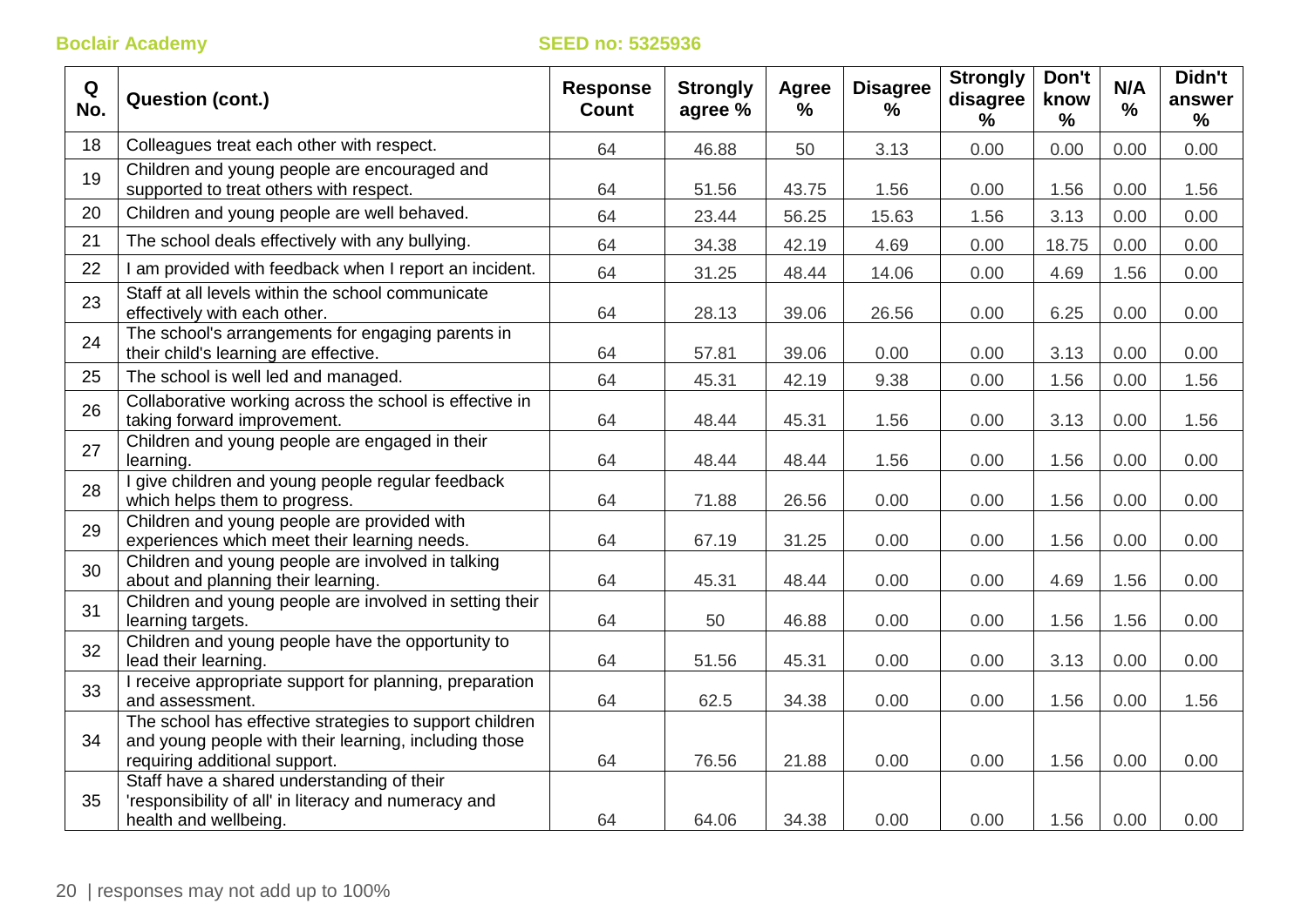Boclair Academy SEED no: 5325936

| Q No. | Question (cont.) | Response Count | Strongly agree % | Agree % | Disagree % | Strongly disagree % | Don't know % | N/A % | Didn't answer % |
|---|---|---|---|---|---|---|---|---|---|
| 18 | Colleagues treat each other with respect. | 64 | 46.88 | 50 | 3.13 | 0.00 | 0.00 | 0.00 | 0.00 |
| 19 | Children and young people are encouraged and supported to treat others with respect. | 64 | 51.56 | 43.75 | 1.56 | 0.00 | 1.56 | 0.00 | 1.56 |
| 20 | Children and young people are well behaved. | 64 | 23.44 | 56.25 | 15.63 | 1.56 | 3.13 | 0.00 | 0.00 |
| 21 | The school deals effectively with any bullying. | 64 | 34.38 | 42.19 | 4.69 | 0.00 | 18.75 | 0.00 | 0.00 |
| 22 | I am provided with feedback when I report an incident. | 64 | 31.25 | 48.44 | 14.06 | 0.00 | 4.69 | 1.56 | 0.00 |
| 23 | Staff at all levels within the school communicate effectively with each other. | 64 | 28.13 | 39.06 | 26.56 | 0.00 | 6.25 | 0.00 | 0.00 |
| 24 | The school's arrangements for engaging parents in their child's learning are effective. | 64 | 57.81 | 39.06 | 0.00 | 0.00 | 3.13 | 0.00 | 0.00 |
| 25 | The school is well led and managed. | 64 | 45.31 | 42.19 | 9.38 | 0.00 | 1.56 | 0.00 | 1.56 |
| 26 | Collaborative working across the school is effective in taking forward improvement. | 64 | 48.44 | 45.31 | 1.56 | 0.00 | 3.13 | 0.00 | 1.56 |
| 27 | Children and young people are engaged in their learning. | 64 | 48.44 | 48.44 | 1.56 | 0.00 | 1.56 | 0.00 | 0.00 |
| 28 | I give children and young people regular feedback which helps them to progress. | 64 | 71.88 | 26.56 | 0.00 | 0.00 | 1.56 | 0.00 | 0.00 |
| 29 | Children and young people are provided with experiences which meet their learning needs. | 64 | 67.19 | 31.25 | 0.00 | 0.00 | 1.56 | 0.00 | 0.00 |
| 30 | Children and young people are involved in talking about and planning their learning. | 64 | 45.31 | 48.44 | 0.00 | 0.00 | 4.69 | 1.56 | 0.00 |
| 31 | Children and young people are involved in setting their learning targets. | 64 | 50 | 46.88 | 0.00 | 0.00 | 1.56 | 1.56 | 0.00 |
| 32 | Children and young people have the opportunity to lead their learning. | 64 | 51.56 | 45.31 | 0.00 | 0.00 | 3.13 | 0.00 | 0.00 |
| 33 | I receive appropriate support for planning, preparation and assessment. | 64 | 62.5 | 34.38 | 0.00 | 0.00 | 1.56 | 0.00 | 1.56 |
| 34 | The school has effective strategies to support children and young people with their learning, including those requiring additional support. | 64 | 76.56 | 21.88 | 0.00 | 0.00 | 1.56 | 0.00 | 0.00 |
| 35 | Staff have a shared understanding of their 'responsibility of all' in literacy and numeracy and health and wellbeing. | 64 | 64.06 | 34.38 | 0.00 | 0.00 | 1.56 | 0.00 | 0.00 |

responses may not add up to 100%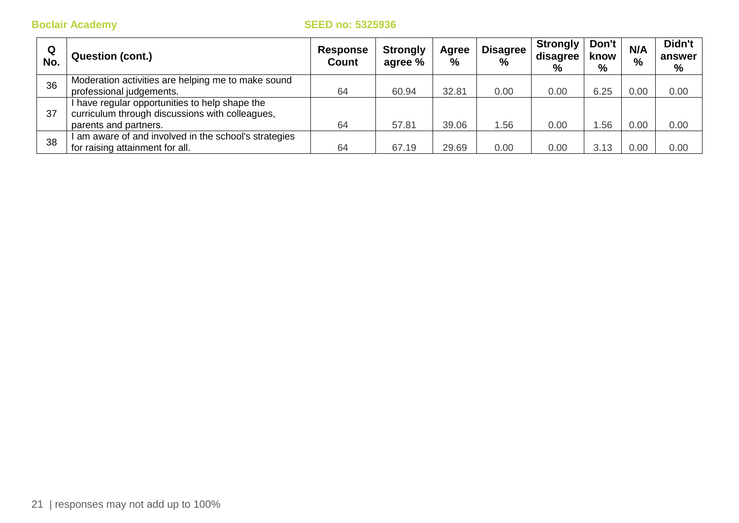**Boclair Academy** **SEED no: 5325936**

| Q No. | Question (cont.) | Response Count | Strongly agree % | Agree % | Disagree % | Strongly disagree % | Don't know % | N/A % | Didn't answer % |
|---|---|---|---|---|---|---|---|---|---|
| 36 | Moderation activities are helping me to make sound professional judgements. | 64 | 60.94 | 32.81 | 0.00 | 0.00 | 6.25 | 0.00 | 0.00 |
| 37 | I have regular opportunities to help shape the curriculum through discussions with colleagues, parents and partners. | 64 | 57.81 | 39.06 | 1.56 | 0.00 | 1.56 | 0.00 | 0.00 |
| 38 | I am aware of and involved in the school's strategies for raising attainment for all. | 64 | 67.19 | 29.69 | 0.00 | 0.00 | 3.13 | 0.00 | 0.00 |

responses may not add up to 100%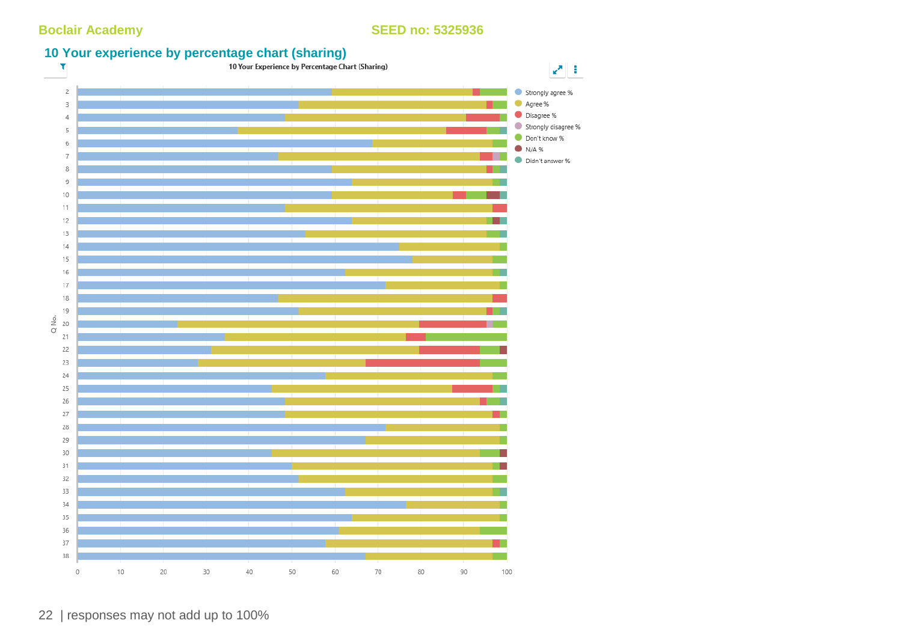Boclair Academy SEED no: 5325936

## 10 Your experience by percentage chart (sharing)

10 Your Experience by Percentage Chart (Sharing)

Q No.

2
3
4
5
6
7
8
9
10
11
12
13
14
15
16
17
18
19
20
21
22
23
24
25
26
27
28
29
30
31
32
33
34
35
36
37
38

0 10 20 30 40 50 60 70 80 90 100

Strongly agree %
Agree %
Disagree %
Strongly disagree %
Don't know %
N/A %
Didn't answer %

| responses may not add up to 100%